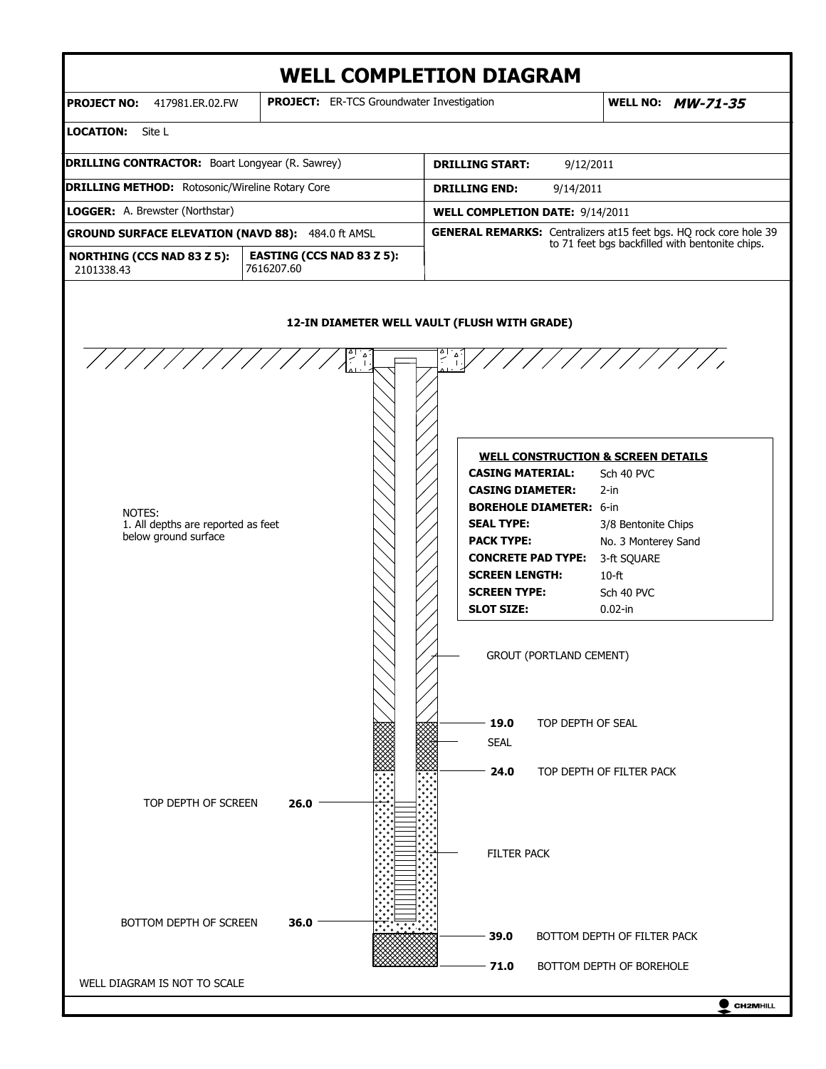# WELL COMPLETION DIAGRAM

| **PROJECT NO:** 417981.ER.02.FW | **PROJECT:** ER-TCS Groundwater Investigation | **WELL NO:** ***MW-71-35*** |
|---|---|---|

**LOCATION:** Site L

| | |
|---|---|
| **DRILLING CONTRACTOR:** Boart Longyear (R. Sawrey) | **DRILLING START:** 9/12/2011 |
| **DRILLING METHOD:** Rotosonic/Wireline Rotary Core | **DRILLING END:** 9/14/2011 |
| **LOGGER:** A. Brewster (Northstar) | **WELL COMPLETION DATE:** 9/14/2011 |
| **GROUND SURFACE ELEVATION (NAVD 88):** 484.0 ft AMSL | **GENERAL REMARKS:** Centralizers at15 feet bgs. HQ rock core hole 39 to 71 feet bgs backfilled with bentonite chips. |
| **NORTHING (CCS NAD 83 Z 5):** 2101338.43 / **EASTING (CCS NAD 83 Z 5):** 7616207.60 | |

**12-IN DIAMETER WELL VAULT (FLUSH WITH GRADE)**

**WELL CONSTRUCTION & SCREEN DETAILS**

| | |
|---|---|
| **CASING MATERIAL:** | Sch 40 PVC |
| **CASING DIAMETER:** | 2-in |
| **BOREHOLE DIAMETER:** | 6-in |
| **SEAL TYPE:** | 3/8 Bentonite Chips |
| **PACK TYPE:** | No. 3 Monterey Sand |
| **CONCRETE PAD TYPE:** | 3-ft SQUARE |
| **SCREEN LENGTH:** | 10-ft |
| **SCREEN TYPE:** | Sch 40 PVC |
| **SLOT SIZE:** | 0.02-in |

NOTES:
1. All depths are reported as feet below ground surface

GROUT (PORTLAND CEMENT)

**19.0** TOP DEPTH OF SEAL

SEAL

**24.0** TOP DEPTH OF FILTER PACK

TOP DEPTH OF SCREEN **26.0**

FILTER PACK

BOTTOM DEPTH OF SCREEN **36.0**

**39.0** BOTTOM DEPTH OF FILTER PACK

**71.0** BOTTOM DEPTH OF BOREHOLE

WELL DIAGRAM IS NOT TO SCALE

CH2MHILL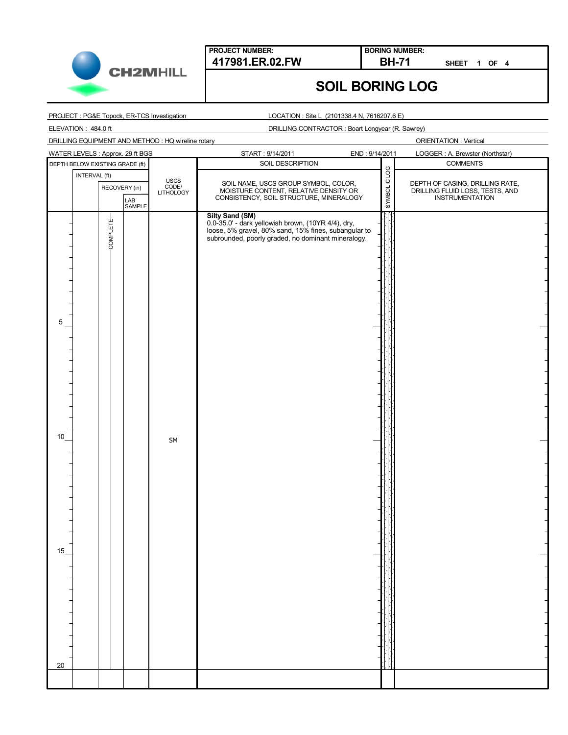**CH2MHILL**

| PROJECT NUMBER: | BORING NUMBER: |
|---|---|
| **417981.ER.02.FW** | **BH-71** SHEET 1 OF 4 |

# SOIL BORING LOG

PROJECT : PG&E Topock, ER-TCS Investigation
LOCATION : Site L (2101338.4 N, 7616207.6 E)
ELEVATION : 484.0 ft
DRILLING CONTRACTOR : Boart Longyear (R. Sawrey)
DRILLING EQUIPMENT AND METHOD : HQ wireline rotary
ORIENTATION : Vertical
WATER LEVELS : Approx. 29 ft BGS
START : 9/14/2011
END : 9/14/2011
LOGGER : A. Brewster (Northstar)

| DEPTH BELOW EXISTING GRADE (ft) | INTERVAL (ft) | RECOVERY (in) | LAB SAMPLE | USCS CODE/ LITHOLOGY | SOIL DESCRIPTION: SOIL NAME, USCS GROUP SYMBOL, COLOR, MOISTURE CONTENT, RELATIVE DENSITY OR CONSISTENCY, SOIL STRUCTURE, MINERALOGY | SYMBOLIC LOG | COMMENTS: DEPTH OF CASING, DRILLING RATE, DRILLING FLUID LOSS, TESTS, AND INSTRUMENTATION |
|---|---|---|---|---|---|---|---|
| 0 | | COMPLETE | | | **Silty Sand (SM)** 0.0-35.0' - dark yellowish brown, (10YR 4/4), dry, loose, 5% gravel, 80% sand, 15% fines, subangular to subrounded, poorly graded, no dominant mineralogy. | | |
| 5 | | | | | | | |
| 10 | | | | SM | | | |
| 15 | | | | | | | |
| 20 | | | | | | | |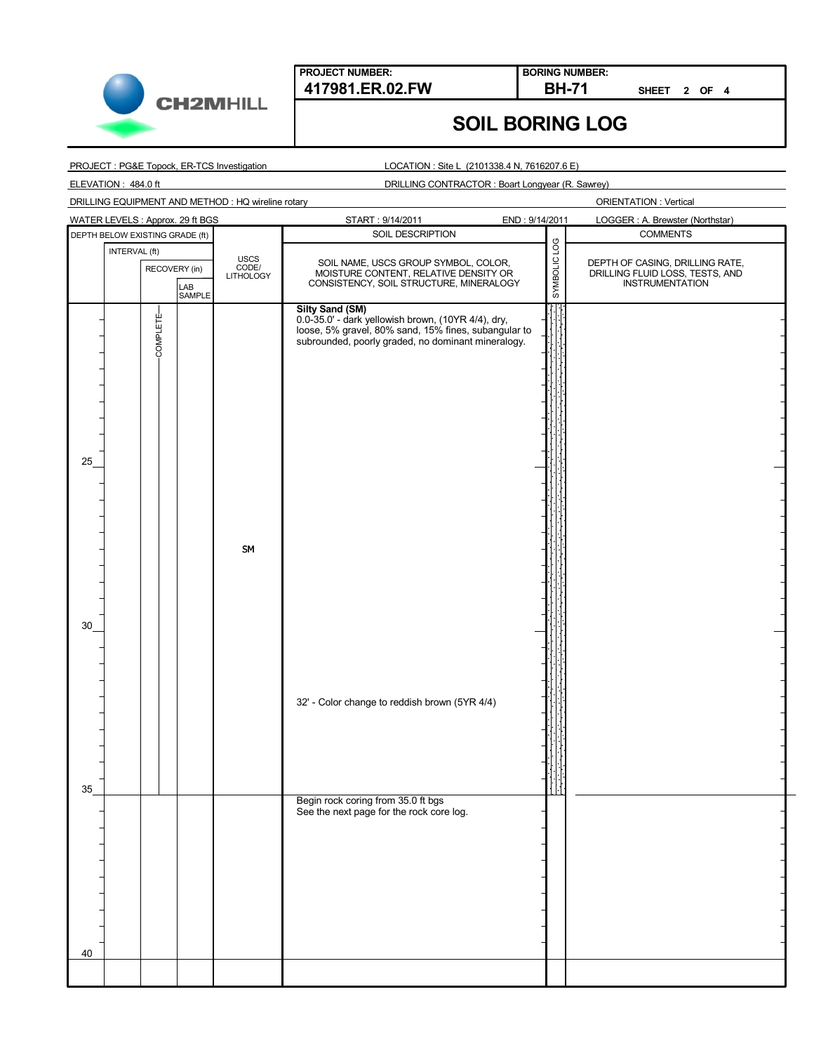**PROJECT NUMBER:** 417981.ER.02.FW

**BORING NUMBER:** BH-71

SHEET 2 OF 4

# SOIL BORING LOG

PROJECT : PG&E Topock, ER-TCS Investigation

LOCATION : Site L (2101338.4 N, 7616207.6 E)

ELEVATION : 484.0 ft

DRILLING CONTRACTOR : Boart Longyear (R. Sawrey)

DRILLING EQUIPMENT AND METHOD : HQ wireline rotary

ORIENTATION : Vertical

WATER LEVELS : Approx. 29 ft BGS

START : 9/14/2011

END : 9/14/2011

LOGGER : A. Brewster (Northstar)

| DEPTH BELOW EXISTING GRADE (ft) | INTERVAL (ft) | RECOVERY (in) | LAB SAMPLE | USCS CODE/ LITHOLOGY | SOIL DESCRIPTION: SOIL NAME, USCS GROUP SYMBOL, COLOR, MOISTURE CONTENT, RELATIVE DENSITY OR CONSISTENCY, SOIL STRUCTURE, MINERALOGY | SYMBOLIC LOG | COMMENTS: DEPTH OF CASING, DRILLING RATE, DRILLING FLUID LOSS, TESTS, AND INSTRUMENTATION |
|---|---|---|---|---|---|---|---|
| | | COMPLETE | | | **Silty Sand (SM)**<br>0.0-35.0' - dark yellowish brown, (10YR 4/4), dry, loose, 5% gravel, 80% sand, 15% fines, subangular to subrounded, poorly graded, no dominant mineralogy. | | |
| 25 | | | | | | | |
| | | | | SM | | | |
| 30 | | | | | | | |
| | | | | | 32' - Color change to reddish brown (5YR 4/4) | | |
| 35 | | | | | Begin rock coring from 35.0 ft bgs<br>See the next page for the rock core log. | | |
| 40 | | | | | | | |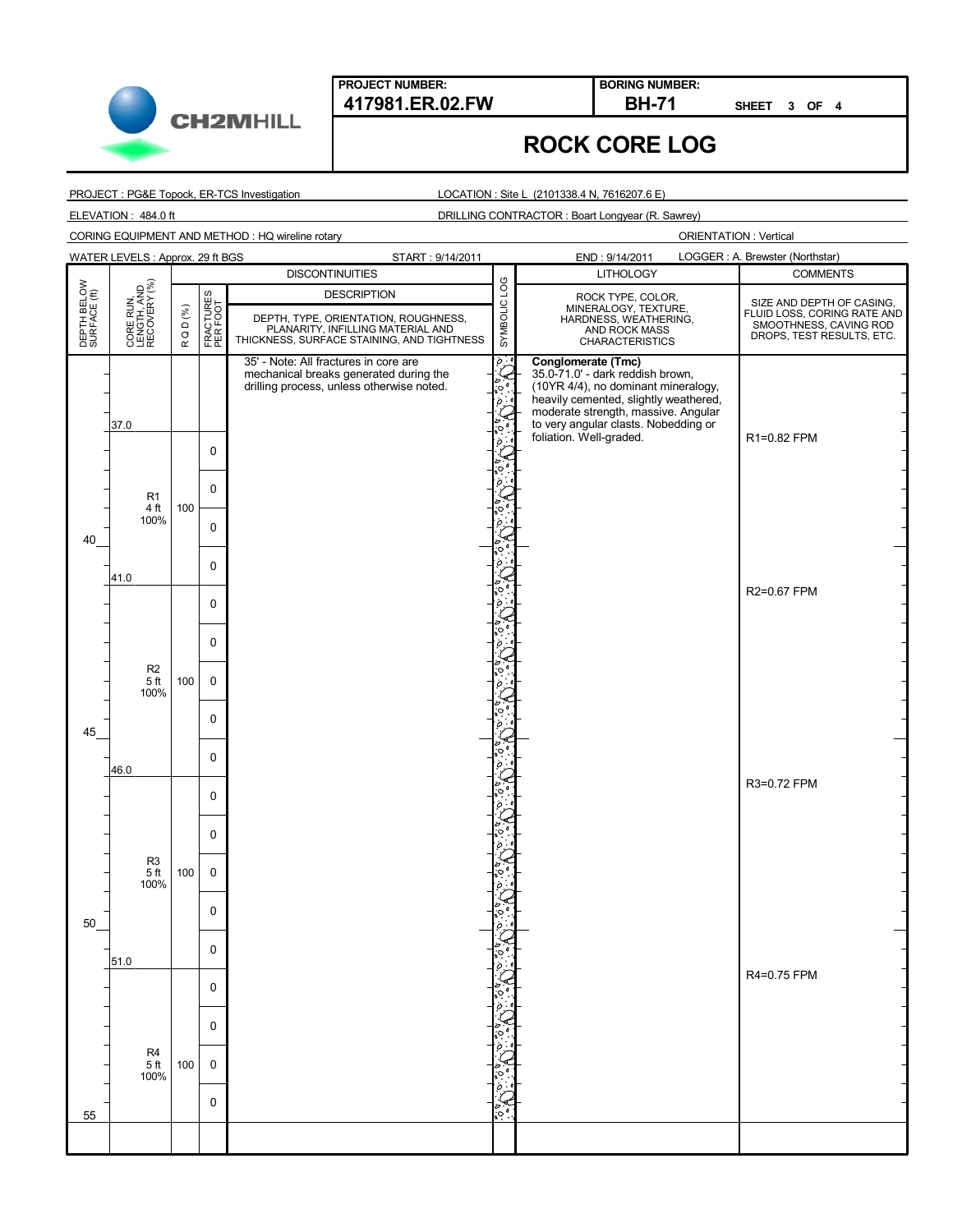**PROJECT NUMBER:** 417981.ER.02.FW

**BORING NUMBER:** BH-71 SHEET 3 OF 4

# ROCK CORE LOG

CH2MHILL

PROJECT : PG&E Topock, ER-TCS Investigation
LOCATION : Site L (2101338.4 N, 7616207.6 E)

ELEVATION : 484.0 ft
DRILLING CONTRACTOR : Boart Longyear (R. Sawrey)

CORING EQUIPMENT AND METHOD : HQ wireline rotary
ORIENTATION : Vertical

WATER LEVELS : Approx. 29 ft BGS
START : 9/14/2011
END : 9/14/2011
LOGGER : A. Brewster (Northstar)

| DEPTH BELOW SURFACE (ft) | CORE RUN, LENGTH, AND RECOVERY (%) | R Q D (%) | FRACTURES PER FOOT | DISCONTINUITIES DESCRIPTION: DEPTH, TYPE, ORIENTATION, ROUGHNESS, PLANARITY, INFILLING MATERIAL AND THICKNESS, SURFACE STAINING, AND TIGHTNESS | SYMBOLIC LOG | LITHOLOGY: ROCK TYPE, COLOR, MINERALOGY, TEXTURE, HARDNESS, WEATHERING, AND ROCK MASS CHARACTERISTICS | COMMENTS: SIZE AND DEPTH OF CASING, FLUID LOSS, CORING RATE AND SMOOTHNESS, CAVING ROD DROPS, TEST RESULTS, ETC. |
|---|---|---|---|---|---|---|---|
| | | | | 35' - Note: All fractures in core are mechanical breaks generated during the drilling process, unless otherwise noted. | | **Conglomerate (Tmc)** 35.0-71.0' - dark reddish brown, (10YR 4/4), no dominant mineralogy, heavily cemented, slightly weathered, moderate strength, massive. Angular to very angular clasts. Nobedding or foliation. Well-graded. | |
| | 37.0 | | | | | | |
| | R1 4 ft 100% | 100 | 0 | | | | R1=0.82 FPM |
| | | | 0 | | | | |
| | | | 0 | | | | |
| 40 | | | 0 | | | | |
| | 41.0 | | | | | | |
| | R2 5 ft 100% | 100 | 0 | | | | R2=0.67 FPM |
| | | | 0 | | | | |
| | | | 0 | | | | |
| | | | 0 | | | | |
| 45 | | | 0 | | | | |
| | 46.0 | | | | | | |
| | R3 5 ft 100% | 100 | 0 | | | | R3=0.72 FPM |
| | | | 0 | | | | |
| | | | 0 | | | | |
| | | | 0 | | | | |
| 50 | | | 0 | | | | |
| | 51.0 | | | | | | |
| | R4 5 ft 100% | 100 | 0 | | | | R4=0.75 FPM |
| | | | 0 | | | | |
| | | | 0 | | | | |
| | | | 0 | | | | |
| 55 | | | | | | | |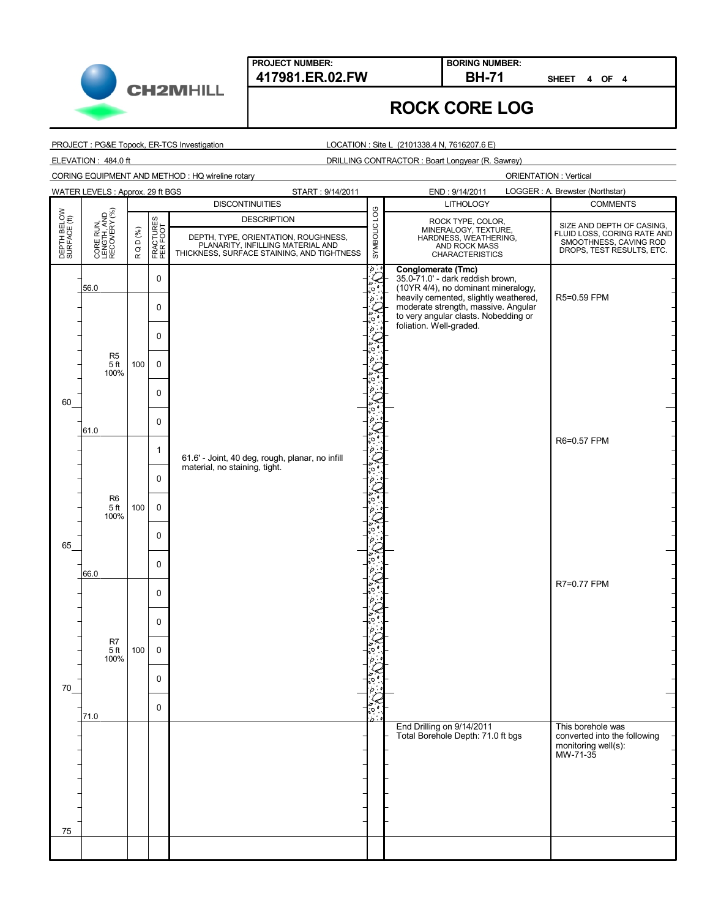**PROJECT NUMBER:** 417981.ER.02.FW

**BORING NUMBER:** BH-71

SHEET 4 OF 4

# ROCK CORE LOG

PROJECT : PG&E Topock, ER-TCS Investigation

LOCATION : Site L (2101338.4 N, 7616207.6 E)

ELEVATION : 484.0 ft

DRILLING CONTRACTOR : Boart Longyear (R. Sawrey)

CORING EQUIPMENT AND METHOD : HQ wireline rotary

ORIENTATION : Vertical

WATER LEVELS : Approx. 29 ft BGS

START : 9/14/2011

END : 9/14/2011

LOGGER : A. Brewster (Northstar)

| DEPTH BELOW SURFACE (ft) | CORE RUN, LENGTH, AND RECOVERY (%) | R Q D (%) | FRACTURES PER FOOT | DISCONTINUITIES DESCRIPTION: DEPTH, TYPE, ORIENTATION, ROUGHNESS, PLANARITY, INFILLING MATERIAL AND THICKNESS, SURFACE STAINING, AND TIGHTNESS | SYMBOLIC LOG | LITHOLOGY: ROCK TYPE, COLOR, MINERALOGY, TEXTURE, HARDNESS, WEATHERING, AND ROCK MASS CHARACTERISTICS | COMMENTS: SIZE AND DEPTH OF CASING, FLUID LOSS, CORING RATE AND SMOOTHNESS, CAVING ROD DROPS, TEST RESULTS, ETC. |
|---|---|---|---|---|---|---|---|
| | | | 0 | | | **Conglomerate (Tmc)** 35.0-71.0' - dark reddish brown, (10YR 4/4), no dominant mineralogy, heavily cemented, slightly weathered, moderate strength, massive. Angular to very angular clasts. Nobedding or foliation. Well-graded. | |
| | 56.0 – 61.0: R5, 5 ft, 100% | 100 | 0, 0, 0, 0, 0 | | | | R5=0.59 FPM |
| 60 | | | | | | | |
| | 61.0 – 66.0: R6, 5 ft, 100% | 100 | 1, 0, 0, 0, 0 | 61.6' - Joint, 40 deg, rough, planar, no infill material, no staining, tight. | | | R6=0.57 FPM |
| 65 | | | | | | | |
| | 66.0 – 71.0: R7, 5 ft, 100% | 100 | 0, 0, 0, 0, 0 | | | | R7=0.77 FPM |
| 70 | | | | | | | |
| | 71.0 | | | | | End Drilling on 9/14/2011<br>Total Borehole Depth: 71.0 ft bgs | This borehole was converted into the following monitoring well(s):<br>MW-71-35 |
| 75 | | | | | | | |